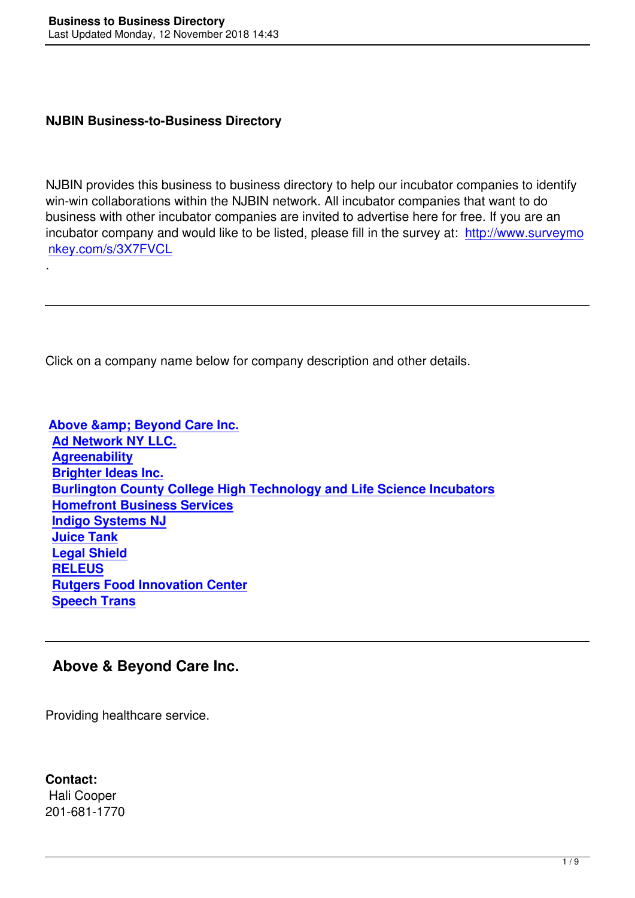**NJBIN Business-to-Business Directory**

NJBIN provides this business to business directory to help our incubator companies to identify win-win collaborations within the NJBIN network. All incubator companies that want to do business with other incubator companies are invited to advertise here for free. If you are an incubator company and would like to be listed, please fill in the survey at: http://www.surveymonkey.com/s/3X7FVCL

.

---

Click on a company name below for company description and other details.

**Above &amp; Beyond Care Inc.**
**Ad Network NY LLC.**
**Agreenability**
**Brighter Ideas Inc.**
**Burlington County College High Technology and Life Science Incubators**
**Homefront Business Services**
**Indigo Systems NJ**
**Juice Tank**
**Legal Shield**
**RELEUS**
**Rutgers Food Innovation Center**
**Speech Trans**

---

## Above & Beyond Care Inc.

Providing healthcare service.

**Contact:**
Hali Cooper
201-681-1770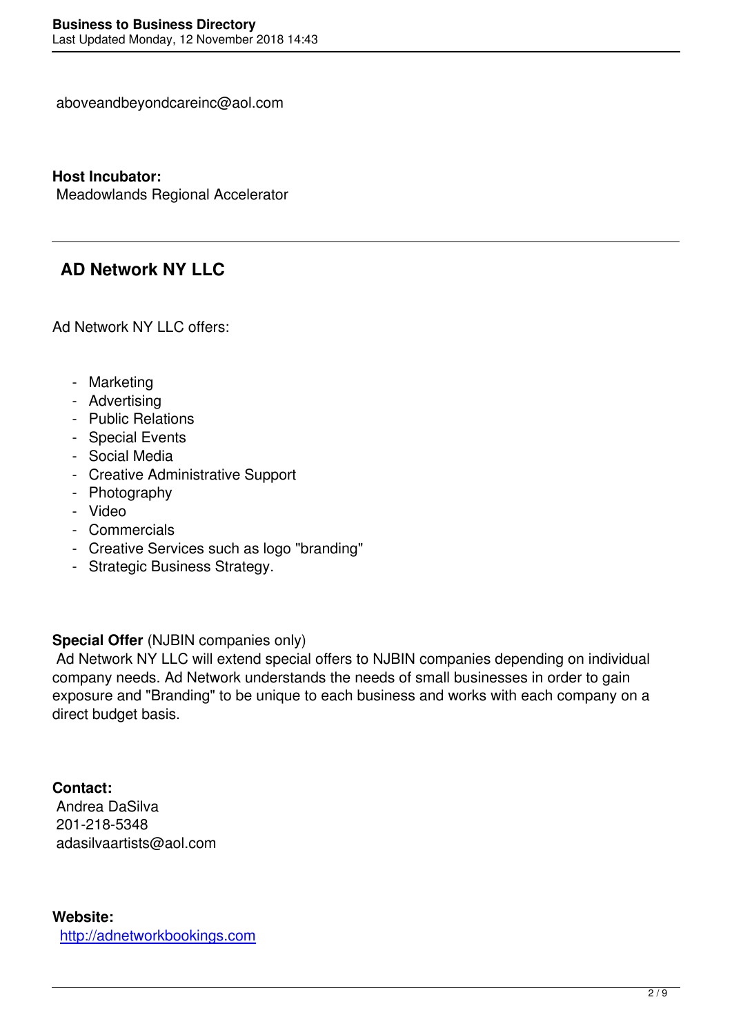aboveandbeyondcareinc@aol.com

**Host Incubator:**
Meadowlands Regional Accelerator

---

## AD Network NY LLC

Ad Network NY LLC offers:

- Marketing
- Advertising
- Public Relations
- Special Events
- Social Media
- Creative Administrative Support
- Photography
- Video
- Commercials
- Creative Services such as logo "branding"
- Strategic Business Strategy.

**Special Offer** (NJBIN companies only)
Ad Network NY LLC will extend special offers to NJBIN companies depending on individual company needs. Ad Network understands the needs of small businesses in order to gain exposure and "Branding" to be unique to each business and works with each company on a direct budget basis.

**Contact:**
Andrea DaSilva
201-218-5348
adasilvaartists@aol.com

**Website:**
[http://adnetworkbookings.com](http://adnetworkbookings.com)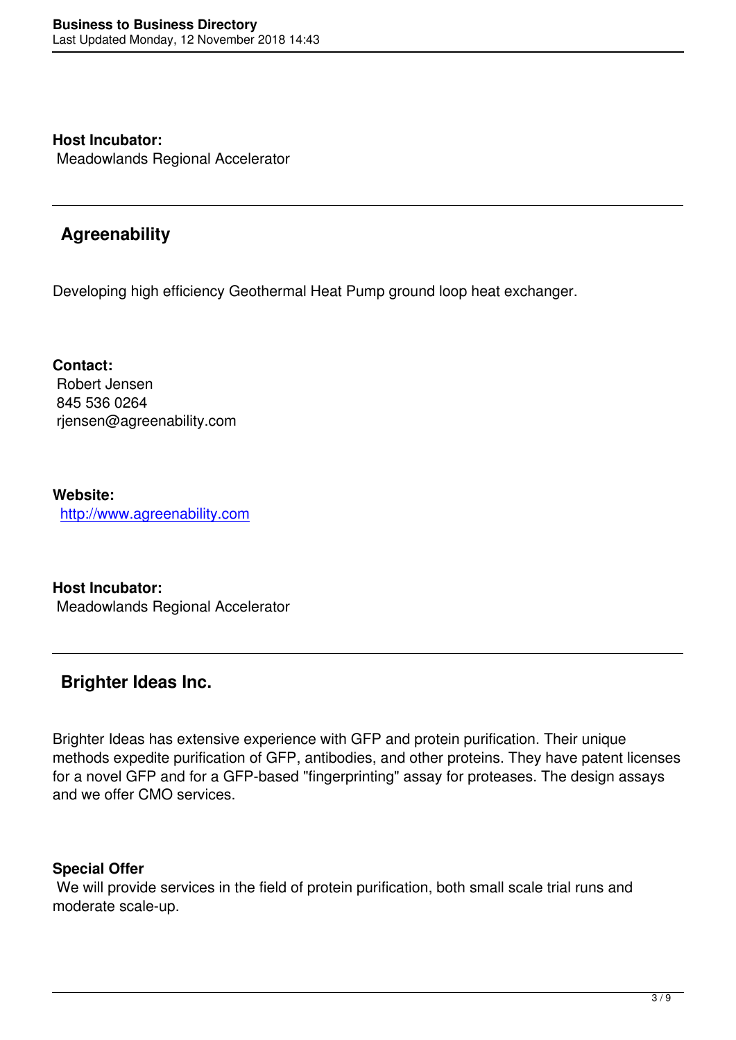**Host Incubator:**
Meadowlands Regional Accelerator

---

## Agreenability

Developing high efficiency Geothermal Heat Pump ground loop heat exchanger.

**Contact:**
Robert Jensen
845 536 0264
rjensen@agreenability.com

**Website:**
http://www.agreenability.com

**Host Incubator:**
Meadowlands Regional Accelerator

---

## Brighter Ideas Inc.

Brighter Ideas has extensive experience with GFP and protein purification. Their unique methods expedite purification of GFP, antibodies, and other proteins. They have patent licenses for a novel GFP and for a GFP-based "fingerprinting" assay for proteases. The design assays and we offer CMO services.

**Special Offer**
We will provide services in the field of protein purification, both small scale trial runs and moderate scale-up.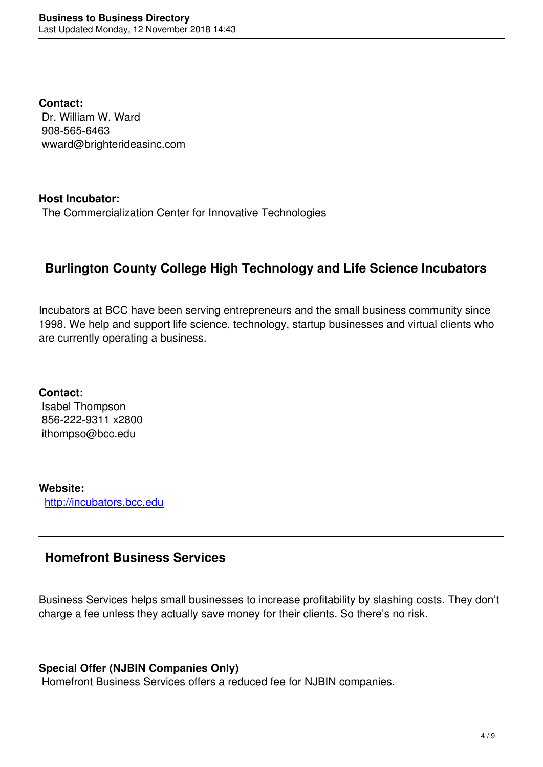**Contact:**
Dr. William W. Ward
908-565-6463
wward@brighterideasinc.com

**Host Incubator:**
The Commercialization Center for Innovative Technologies

---

## Burlington County College High Technology and Life Science Incubators

Incubators at BCC have been serving entrepreneurs and the small business community since 1998. We help and support life science, technology, startup businesses and virtual clients who are currently operating a business.

**Contact:**
Isabel Thompson
856-222-9311 x2800
ithompso@bcc.edu

**Website:**
[http://incubators.bcc.edu](http://incubators.bcc.edu)

---

## Homefront Business Services

Business Services helps small businesses to increase profitability by slashing costs. They don't charge a fee unless they actually save money for their clients. So there's no risk.

**Special Offer (NJBIN Companies Only)**
Homefront Business Services offers a reduced fee for NJBIN companies.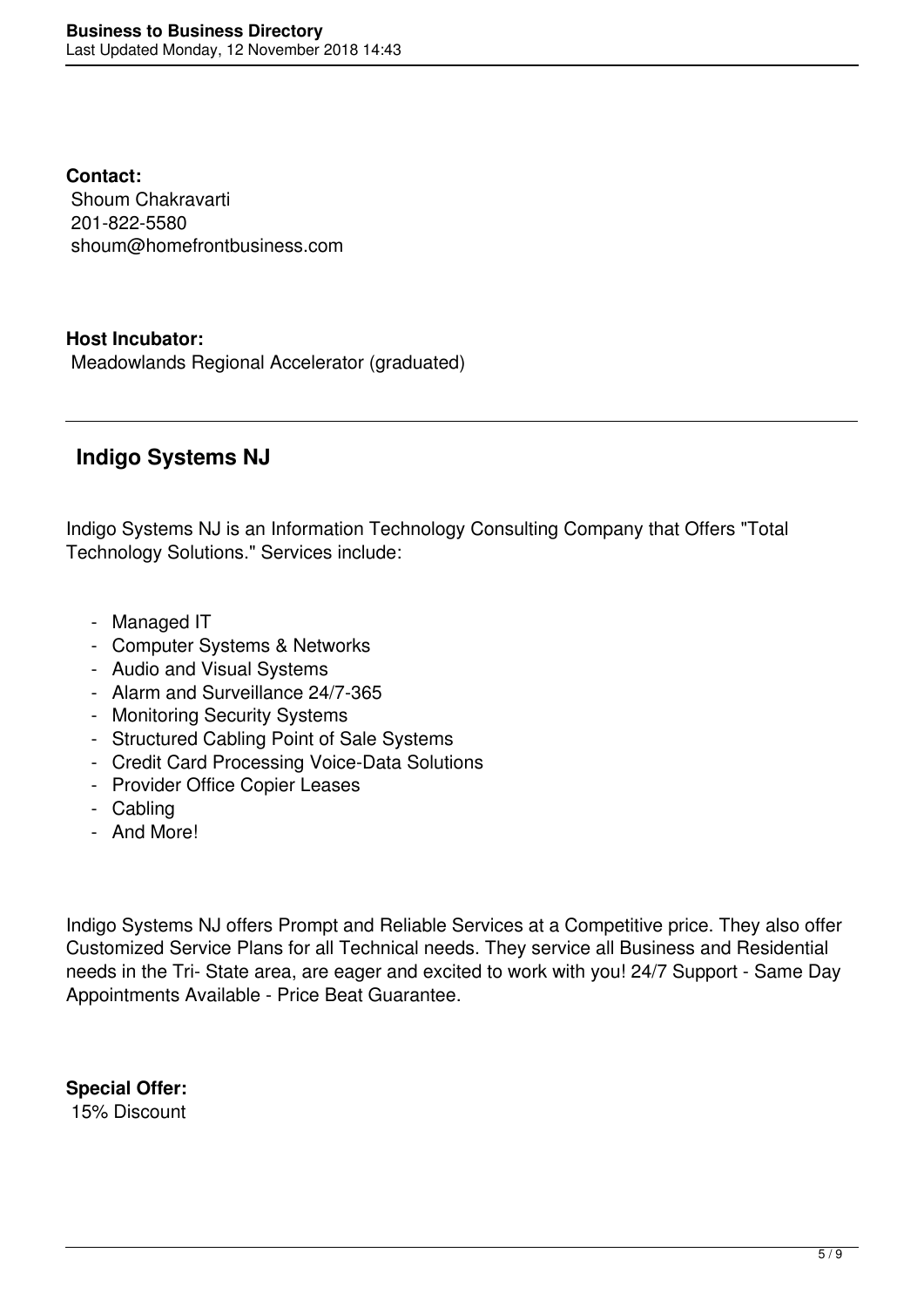**Contact:**
Shoum Chakravarti
201-822-5580
shoum@homefrontbusiness.com

**Host Incubator:**
Meadowlands Regional Accelerator (graduated)

---

## Indigo Systems NJ

Indigo Systems NJ is an Information Technology Consulting Company that Offers "Total Technology Solutions." Services include:

- Managed IT
- Computer Systems & Networks
- Audio and Visual Systems
- Alarm and Surveillance 24/7-365
- Monitoring Security Systems
- Structured Cabling Point of Sale Systems
- Credit Card Processing Voice-Data Solutions
- Provider Office Copier Leases
- Cabling
- And More!

Indigo Systems NJ offers Prompt and Reliable Services at a Competitive price. They also offer Customized Service Plans for all Technical needs. They service all Business and Residential needs in the Tri- State area, are eager and excited to work with you! 24/7 Support - Same Day Appointments Available - Price Beat Guarantee.

**Special Offer:**
15% Discount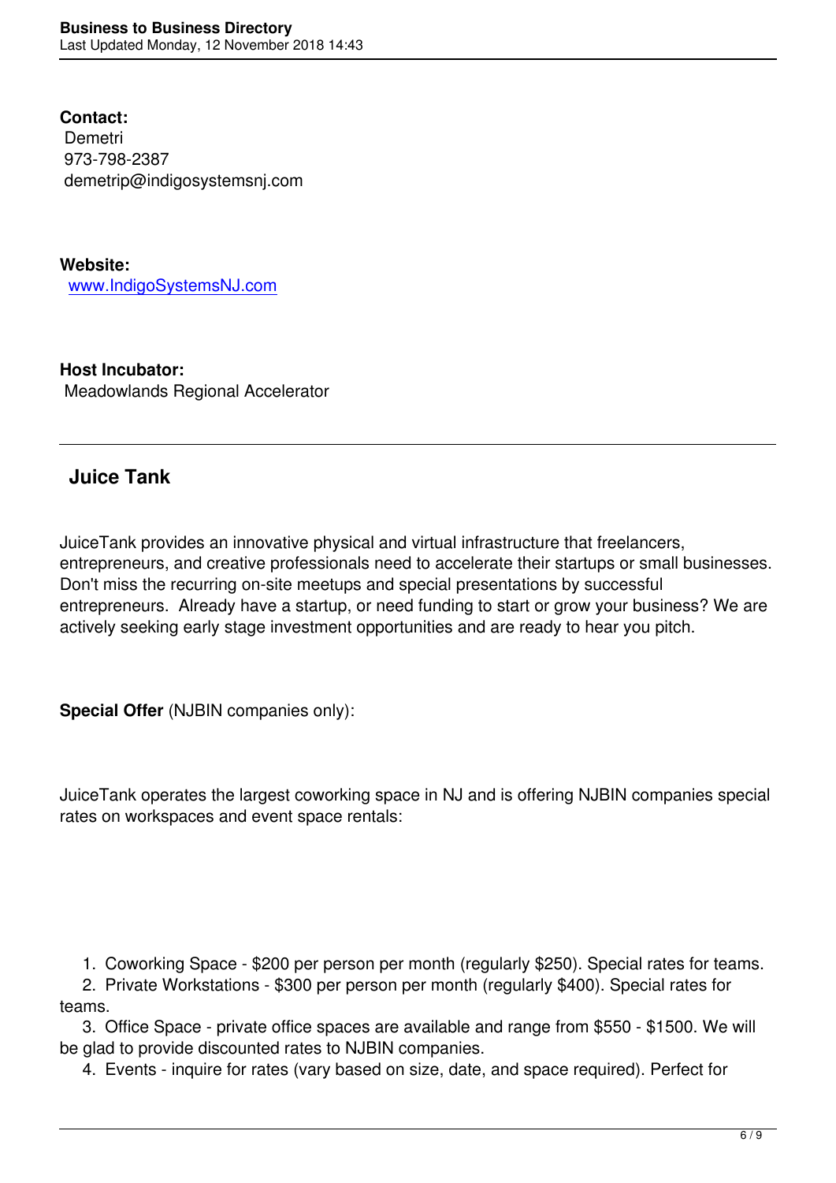**Contact:**
Demetri
973-798-2387
demetrip@indigosystemsnj.com

**Website:**
www.IndigoSystemsNJ.com

**Host Incubator:**
Meadowlands Regional Accelerator

---

## Juice Tank

JuiceTank provides an innovative physical and virtual infrastructure that freelancers, entrepreneurs, and creative professionals need to accelerate their startups or small businesses. Don't miss the recurring on-site meetups and special presentations by successful entrepreneurs. Already have a startup, or need funding to start or grow your business? We are actively seeking early stage investment opportunities and are ready to hear you pitch.

**Special Offer** (NJBIN companies only):

JuiceTank operates the largest coworking space in NJ and is offering NJBIN companies special rates on workspaces and event space rentals:

1. Coworking Space - $200 per person per month (regularly $250). Special rates for teams.
2. Private Workstations - $300 per person per month (regularly $400). Special rates for teams.
3. Office Space - private office spaces are available and range from $550 - $1500. We will be glad to provide discounted rates to NJBIN companies.
4. Events - inquire for rates (vary based on size, date, and space required). Perfect for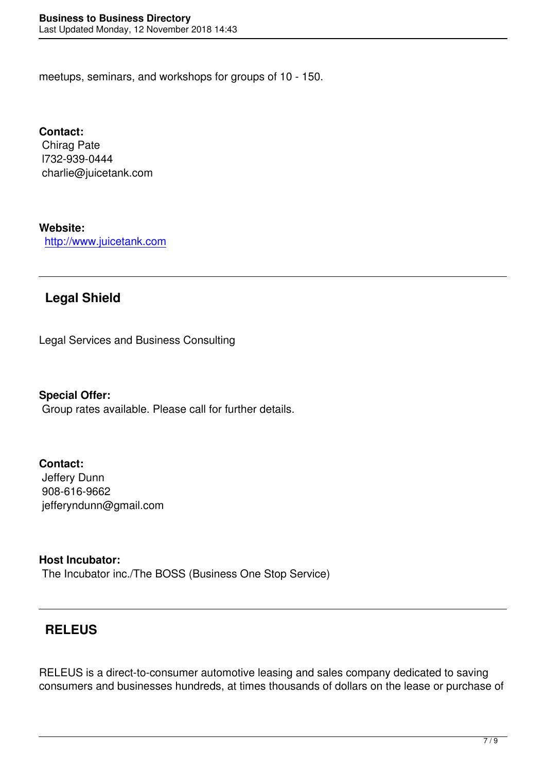meetups, seminars, and workshops for groups of 10 - 150.

**Contact:**
Chirag Pate
l732-939-0444
charlie@juicetank.com

**Website:**
http://www.juicetank.com

---

## Legal Shield

Legal Services and Business Consulting

**Special Offer:**
Group rates available. Please call for further details.

**Contact:**
Jeffery Dunn
908-616-9662
jefferyndunn@gmail.com

**Host Incubator:**
The Incubator inc./The BOSS (Business One Stop Service)

---

## RELEUS

RELEUS is a direct-to-consumer automotive leasing and sales company dedicated to saving consumers and businesses hundreds, at times thousands of dollars on the lease or purchase of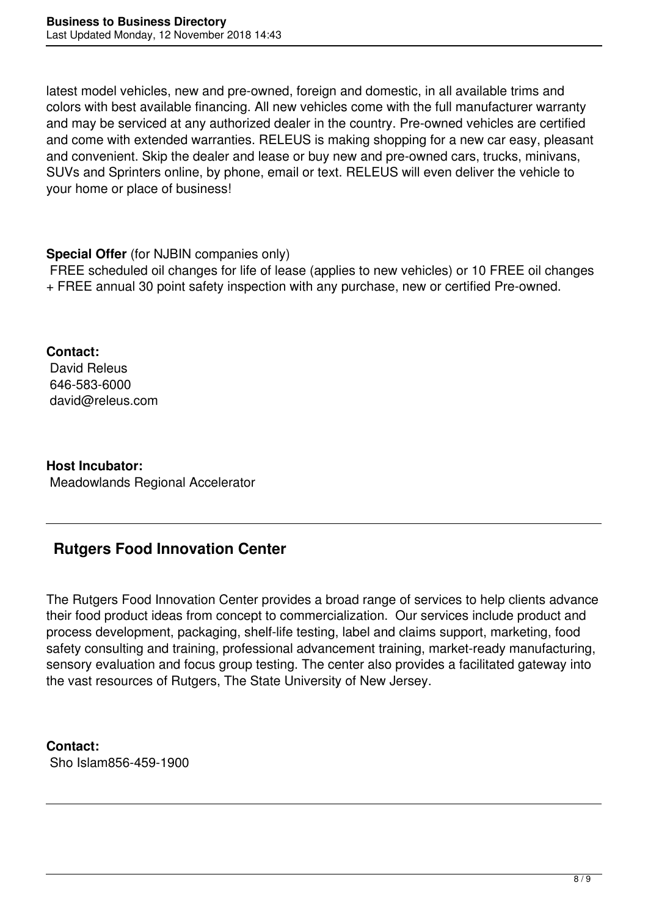latest model vehicles, new and pre-owned, foreign and domestic, in all available trims and colors with best available financing. All new vehicles come with the full manufacturer warranty and may be serviced at any authorized dealer in the country. Pre-owned vehicles are certified and come with extended warranties. RELEUS is making shopping for a new car easy, pleasant and convenient. Skip the dealer and lease or buy new and pre-owned cars, trucks, minivans, SUVs and Sprinters online, by phone, email or text. RELEUS will even deliver the vehicle to your home or place of business!

**Special Offer** (for NJBIN companies only)
FREE scheduled oil changes for life of lease (applies to new vehicles) or 10 FREE oil changes + FREE annual 30 point safety inspection with any purchase, new or certified Pre-owned.

**Contact:**
David Releus
646-583-6000
david@releus.com

**Host Incubator:**
Meadowlands Regional Accelerator

---

## Rutgers Food Innovation Center

The Rutgers Food Innovation Center provides a broad range of services to help clients advance their food product ideas from concept to commercialization.  Our services include product and process development, packaging, shelf-life testing, label and claims support, marketing, food safety consulting and training, professional advancement training, market-ready manufacturing, sensory evaluation and focus group testing. The center also provides a facilitated gateway into the vast resources of Rutgers, The State University of New Jersey.

**Contact:**
Sho Islam856-459-1900

---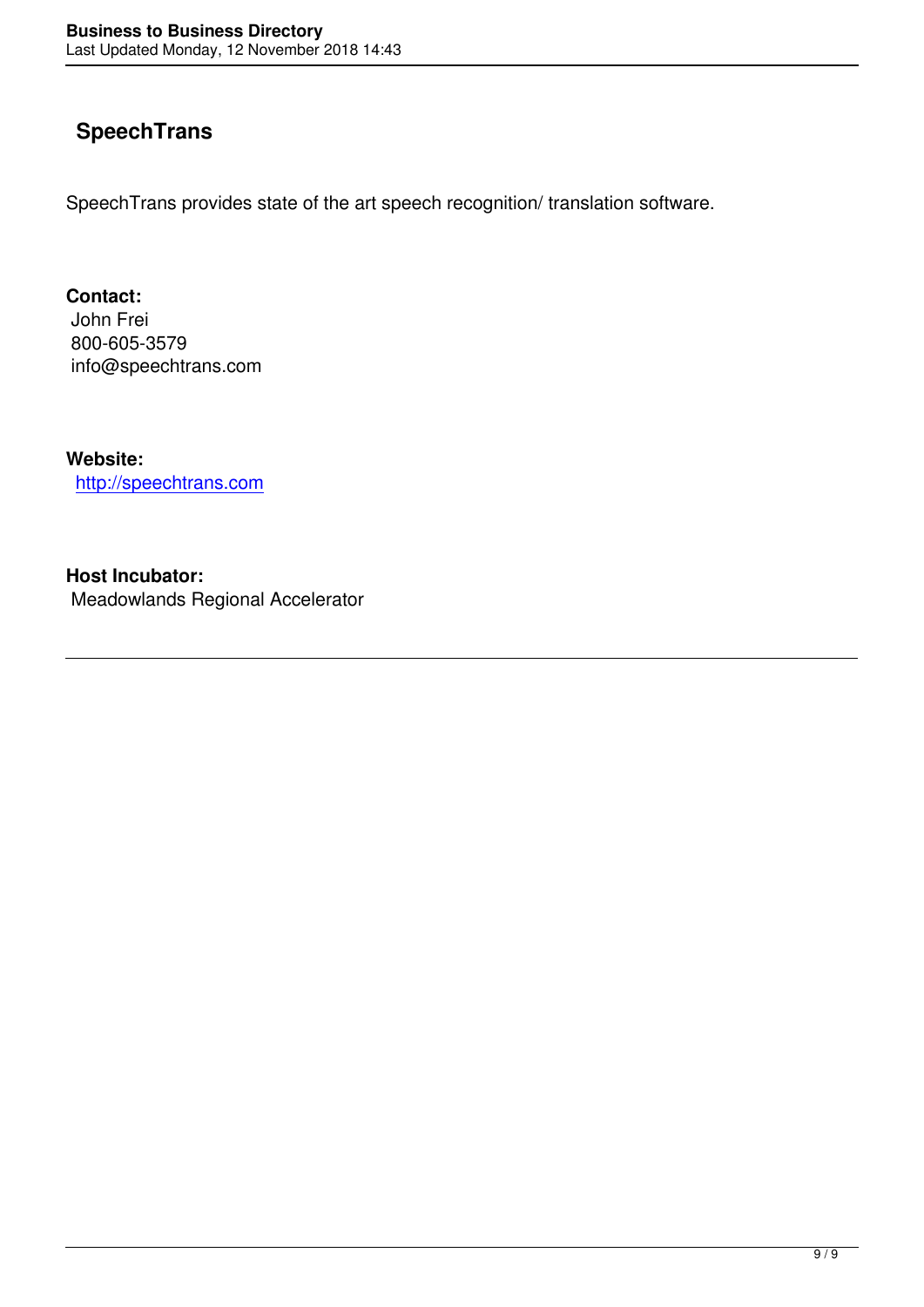## SpeechTrans

SpeechTrans provides state of the art speech recognition/ translation software.

**Contact:**
John Frei
800-605-3579
info@speechtrans.com

**Website:**
http://speechtrans.com

**Host Incubator:**
Meadowlands Regional Accelerator